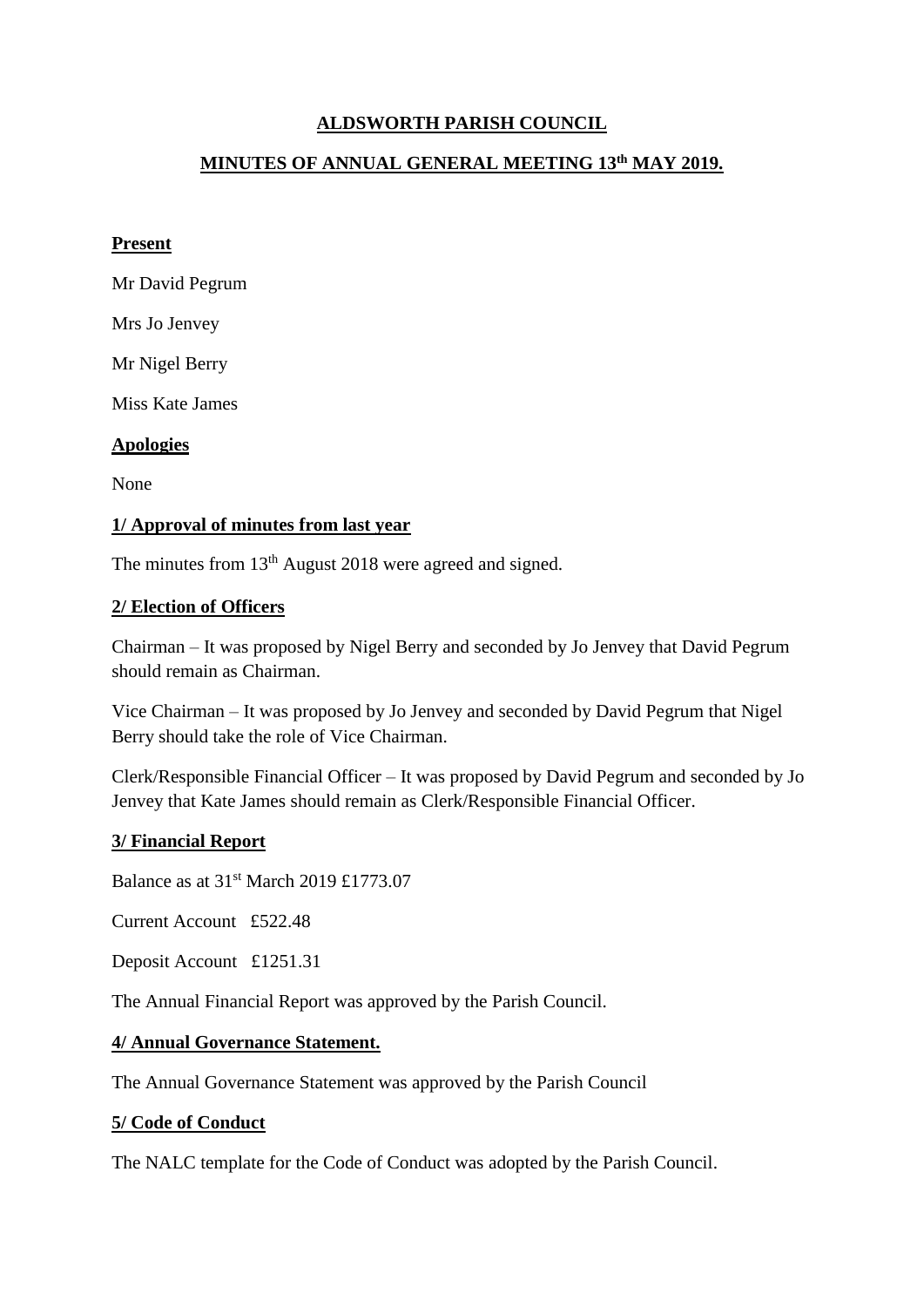# ALDSWORTH PARISH COUNCIL

## MINUTES OF ANNUAL GENERAL MEETING 13th MAY 2019.

**Present**

Mr David Pegrum

Mrs Jo Jenvey

Mr Nigel Berry

Miss Kate James

**Apologies**

None

**1/ Approval of minutes from last year**

The minutes from 13th August 2018 were agreed and signed.

**2/ Election of Officers**

Chairman – It was proposed by Nigel Berry and seconded by Jo Jenvey that David Pegrum should remain as Chairman.

Vice Chairman – It was proposed by Jo Jenvey and seconded by David Pegrum that Nigel Berry should take the role of Vice Chairman.

Clerk/Responsible Financial Officer – It was proposed by David Pegrum and seconded by Jo Jenvey that Kate James should remain as Clerk/Responsible Financial Officer.

**3/ Financial Report**

Balance as at 31st March 2019 £1773.07

Current Account £522.48

Deposit Account £1251.31

The Annual Financial Report was approved by the Parish Council.

**4/ Annual Governance Statement.**

The Annual Governance Statement was approved by the Parish Council

**5/ Code of Conduct**

The NALC template for the Code of Conduct was adopted by the Parish Council.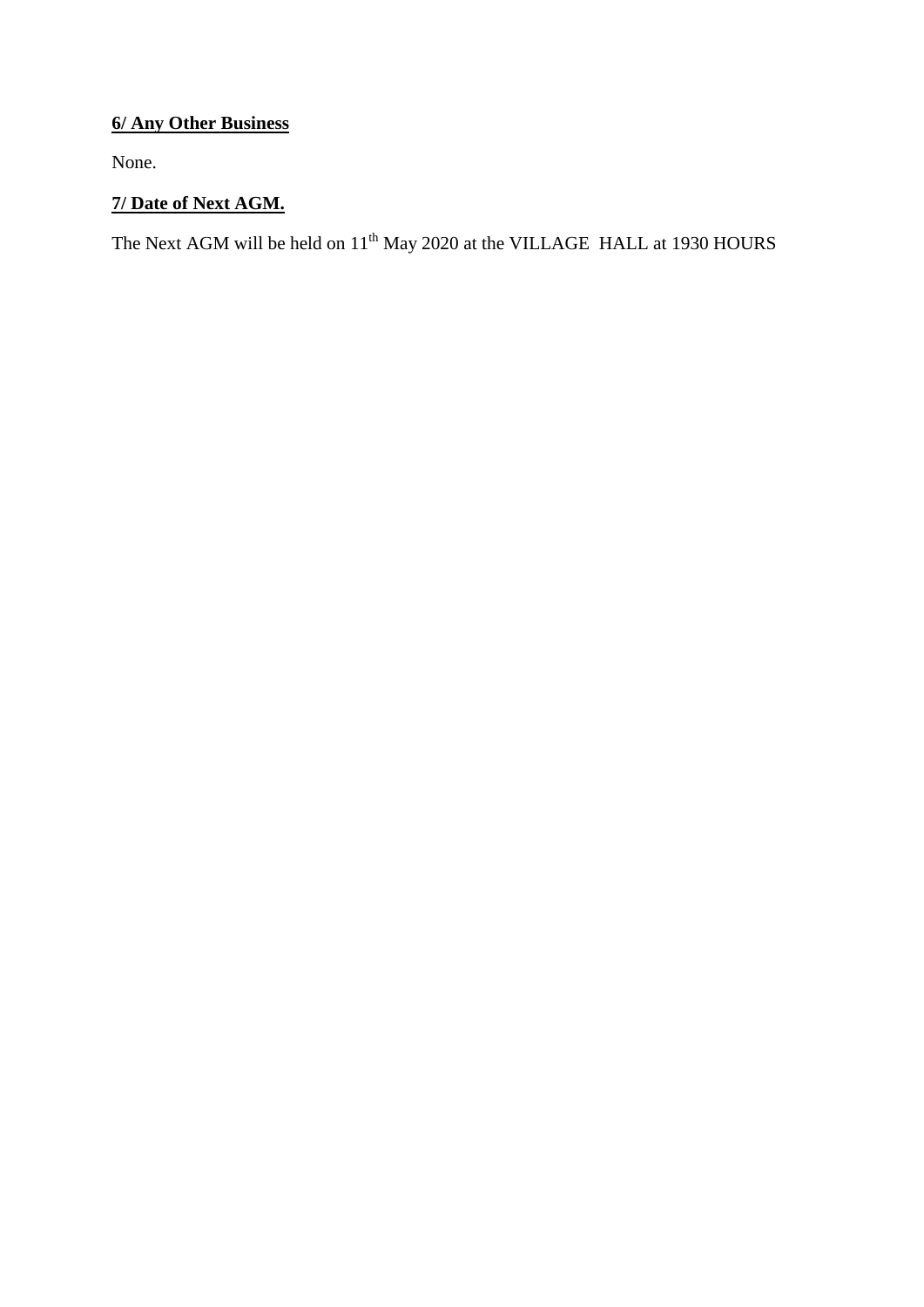**6/ Any Other Business**

None.

**7/ Date of Next AGM.**

The Next AGM will be held on 11th May 2020 at the VILLAGE HALL at 1930 HOURS